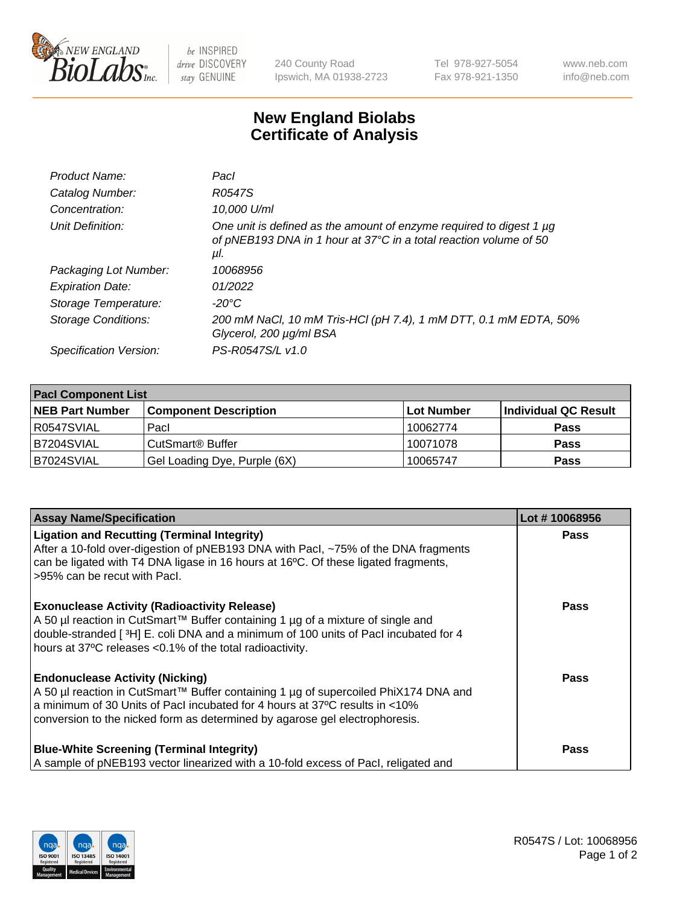# New England Biolabs Certificate of Analysis

| | |
|---|---|
| *Product Name:* | *PacI* |
| *Catalog Number:* | *R0547S* |
| *Concentration:* | *10,000 U/ml* |
| *Unit Definition:* | *One unit is defined as the amount of enzyme required to digest 1 µg of pNEB193 DNA in 1 hour at 37°C in a total reaction volume of 50 µl.* |
| *Packaging Lot Number:* | *10068956* |
| *Expiration Date:* | *01/2022* |
| *Storage Temperature:* | *-20°C* |
| *Storage Conditions:* | *200 mM NaCl, 10 mM Tris-HCl (pH 7.4), 1 mM DTT, 0.1 mM EDTA, 50% Glycerol, 200 µg/ml BSA* |
| *Specification Version:* | *PS-R0547S/L v1.0* |

| **PacI Component List** | | | |
|---|---|---|---|
| **NEB Part Number** | **Component Description** | **Lot Number** | **Individual QC Result** |
| R0547SVIAL | PacI | 10062774 | **Pass** |
| B7204SVIAL | CutSmart® Buffer | 10071078 | **Pass** |
| B7024SVIAL | Gel Loading Dye, Purple (6X) | 10065747 | **Pass** |

| **Assay Name/Specification** | **Lot # 10068956** |
|---|---|
| **Ligation and Recutting (Terminal Integrity)** After a 10-fold over-digestion of pNEB193 DNA with PacI, ~75% of the DNA fragments can be ligated with T4 DNA ligase in 16 hours at 16ºC. Of these ligated fragments, >95% can be recut with PacI. | **Pass** |
| **Exonuclease Activity (Radioactivity Release)** A 50 µl reaction in CutSmart™ Buffer containing 1 µg of a mixture of single and double-stranded [ $^3$H] E. coli DNA and a minimum of 100 units of PacI incubated for 4 hours at 37ºC releases <0.1% of the total radioactivity. | **Pass** |
| **Endonuclease Activity (Nicking)** A 50 µl reaction in CutSmart™ Buffer containing 1 µg of supercoiled PhiX174 DNA and a minimum of 30 Units of PacI incubated for 4 hours at 37ºC results in <10% conversion to the nicked form as determined by agarose gel electrophoresis. | **Pass** |
| **Blue-White Screening (Terminal Integrity)** A sample of pNEB193 vector linearized with a 10-fold excess of PacI, religated and | **Pass** |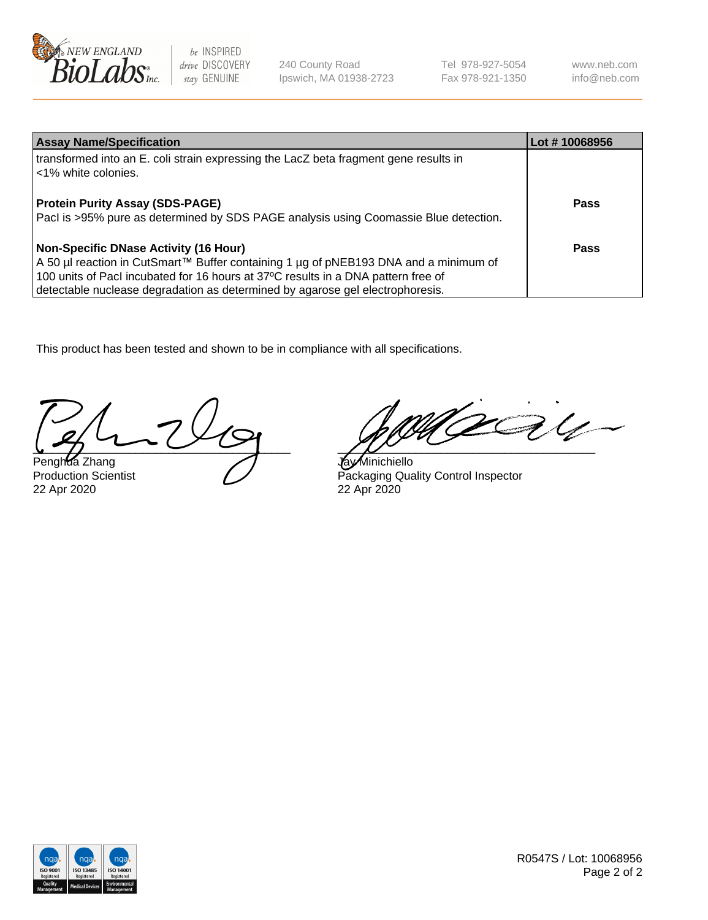| Assay Name/Specification | Lot # 10068956 |
|---|---|
| transformed into an E. coli strain expressing the LacZ beta fragment gene results in <1% white colonies. | |
| **Protein Purity Assay (SDS-PAGE)**<br>PacI is >95% pure as determined by SDS PAGE analysis using Coomassie Blue detection. | **Pass** |
| **Non-Specific DNase Activity (16 Hour)**<br>A 50 µl reaction in CutSmart™ Buffer containing 1 µg of pNEB193 DNA and a minimum of 100 units of PacI incubated for 16 hours at 37ºC results in a DNA pattern free of detectable nuclease degradation as determined by agarose gel electrophoresis. | **Pass** |

This product has been tested and shown to be in compliance with all specifications.

Penghua Zhang
Production Scientist
22 Apr 2020

Jay Minichiello
Packaging Quality Control Inspector
22 Apr 2020

R0547S / Lot: 10068956